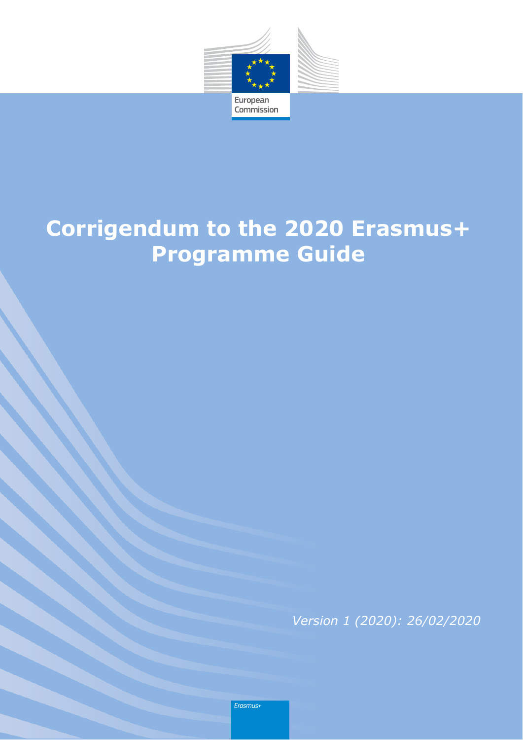European Commission

# Corrigendum to the 2020 Erasmus+ Programme Guide

*Version 1 (2020): 26/02/2020*

Erasmus+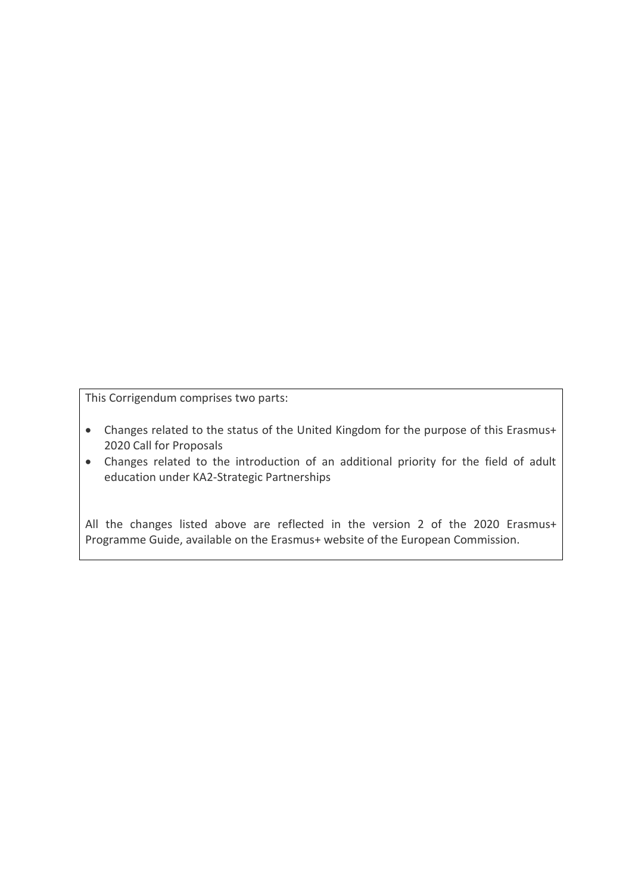This Corrigendum comprises two parts:

- Changes related to the status of the United Kingdom for the purpose of this Erasmus+ 2020 Call for Proposals
- Changes related to the introduction of an additional priority for the field of adult education under KA2-Strategic Partnerships

All the changes listed above are reflected in the version 2 of the 2020 Erasmus+ Programme Guide, available on the Erasmus+ website of the European Commission.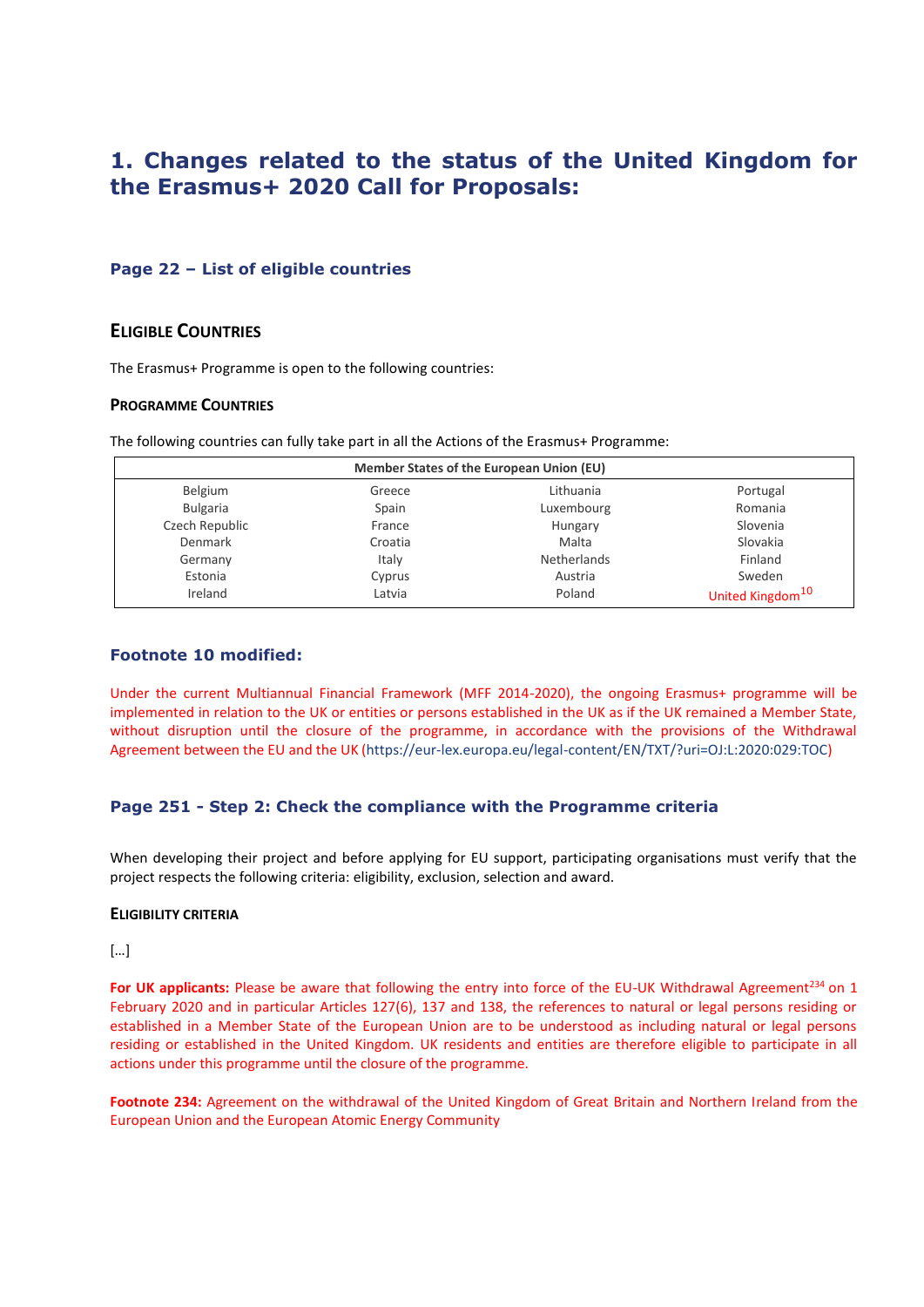# 1. Changes related to the status of the United Kingdom for the Erasmus+ 2020 Call for Proposals:

### Page 22 – List of eligible countries

## Eligible Countries

The Erasmus+ Programme is open to the following countries:

#### Programme Countries

The following countries can fully take part in all the Actions of the Erasmus+ Programme:

| Member States of the European Union (EU) | | | |
|---|---|---|---|
| Belgium | Greece | Lithuania | Portugal |
| Bulgaria | Spain | Luxembourg | Romania |
| Czech Republic | France | Hungary | Slovenia |
| Denmark | Croatia | Malta | Slovakia |
| Germany | Italy | Netherlands | Finland |
| Estonia | Cyprus | Austria | Sweden |
| Ireland | Latvia | Poland | United Kingdom[10] |

### Footnote 10 modified:

Under the current Multiannual Financial Framework (MFF 2014-2020), the ongoing Erasmus+ programme will be implemented in relation to the UK or entities or persons established in the UK as if the UK remained a Member State, without disruption until the closure of the programme, in accordance with the provisions of the Withdrawal Agreement between the EU and the UK (https://eur-lex.europa.eu/legal-content/EN/TXT/?uri=OJ:L:2020:029:TOC)

### Page 251 - Step 2: Check the compliance with the Programme criteria

When developing their project and before applying for EU support, participating organisations must verify that the project respects the following criteria: eligibility, exclusion, selection and award.

#### Eligibility Criteria

[...]

**For UK applicants:** Please be aware that following the entry into force of the EU-UK Withdrawal Agreement[234] on 1 February 2020 and in particular Articles 127(6), 137 and 138, the references to natural or legal persons residing or established in a Member State of the European Union are to be understood as including natural or legal persons residing or established in the United Kingdom. UK residents and entities are therefore eligible to participate in all actions under this programme until the closure of the programme.

**Footnote 234:** Agreement on the withdrawal of the United Kingdom of Great Britain and Northern Ireland from the European Union and the European Atomic Energy Community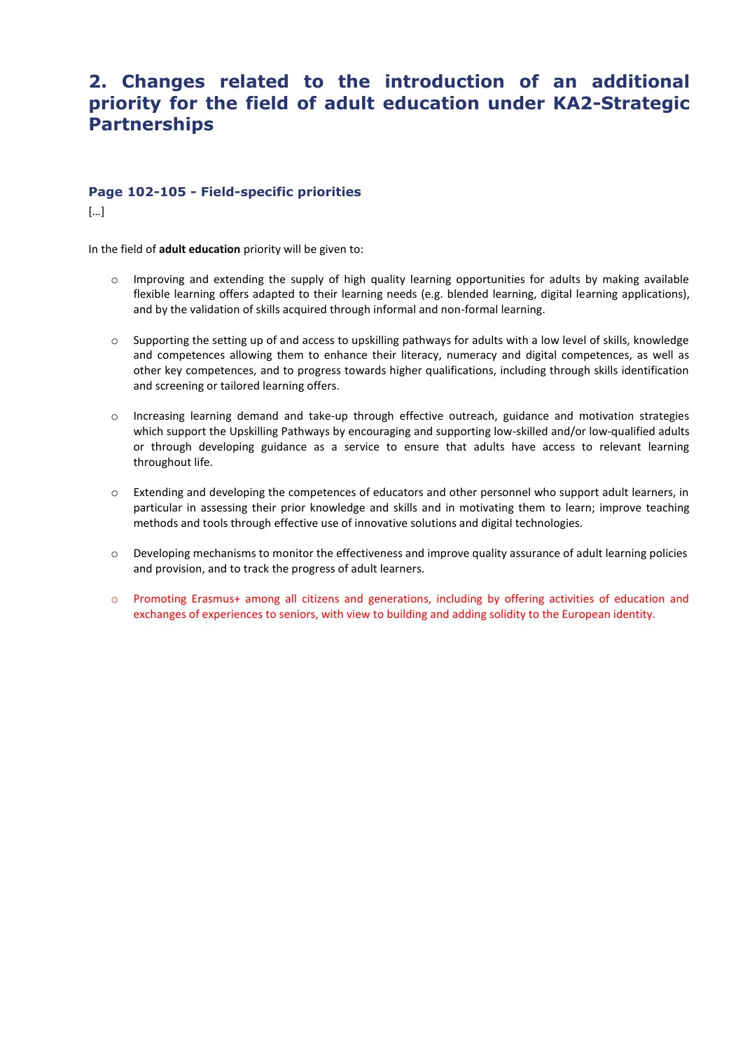## 2. Changes related to the introduction of an additional priority for the field of adult education under KA2-Strategic Partnerships

### Page 102-105 - Field-specific priorities

[…]

In the field of **adult education** priority will be given to:

- Improving and extending the supply of high quality learning opportunities for adults by making available flexible learning offers adapted to their learning needs (e.g. blended learning, digital learning applications), and by the validation of skills acquired through informal and non-formal learning.

- Supporting the setting up of and access to upskilling pathways for adults with a low level of skills, knowledge and competences allowing them to enhance their literacy, numeracy and digital competences, as well as other key competences, and to progress towards higher qualifications, including through skills identification and screening or tailored learning offers.

- Increasing learning demand and take-up through effective outreach, guidance and motivation strategies which support the Upskilling Pathways by encouraging and supporting low-skilled and/or low-qualified adults or through developing guidance as a service to ensure that adults have access to relevant learning throughout life.

- Extending and developing the competences of educators and other personnel who support adult learners, in particular in assessing their prior knowledge and skills and in motivating them to learn; improve teaching methods and tools through effective use of innovative solutions and digital technologies.

- Developing mechanisms to monitor the effectiveness and improve quality assurance of adult learning policies and provision, and to track the progress of adult learners.

- Promoting Erasmus+ among all citizens and generations, including by offering activities of education and exchanges of experiences to seniors, with view to building and adding solidity to the European identity.